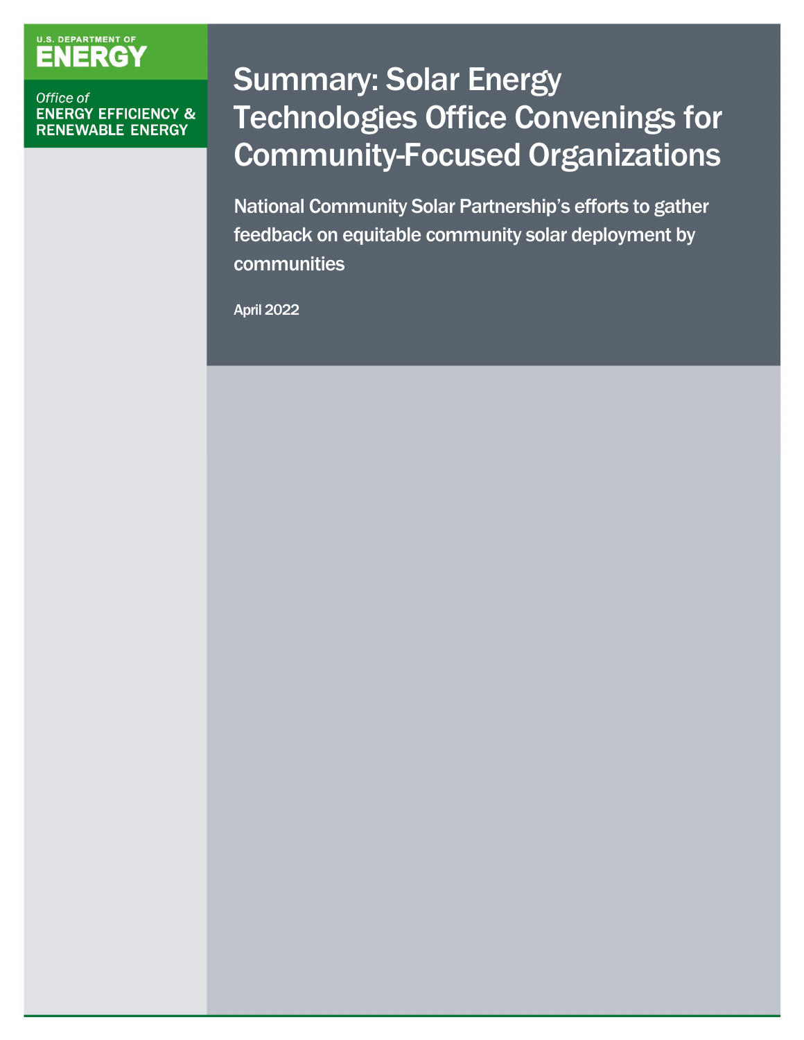U.S. DEPARTMENT OF ENERGY

Office of ENERGY EFFICIENCY & RENEWABLE ENERGY

# Summary: Solar Energy Technologies Office Convenings for Community-Focused Organizations

## National Community Solar Partnership's efforts to gather feedback on equitable community solar deployment by communities

April 2022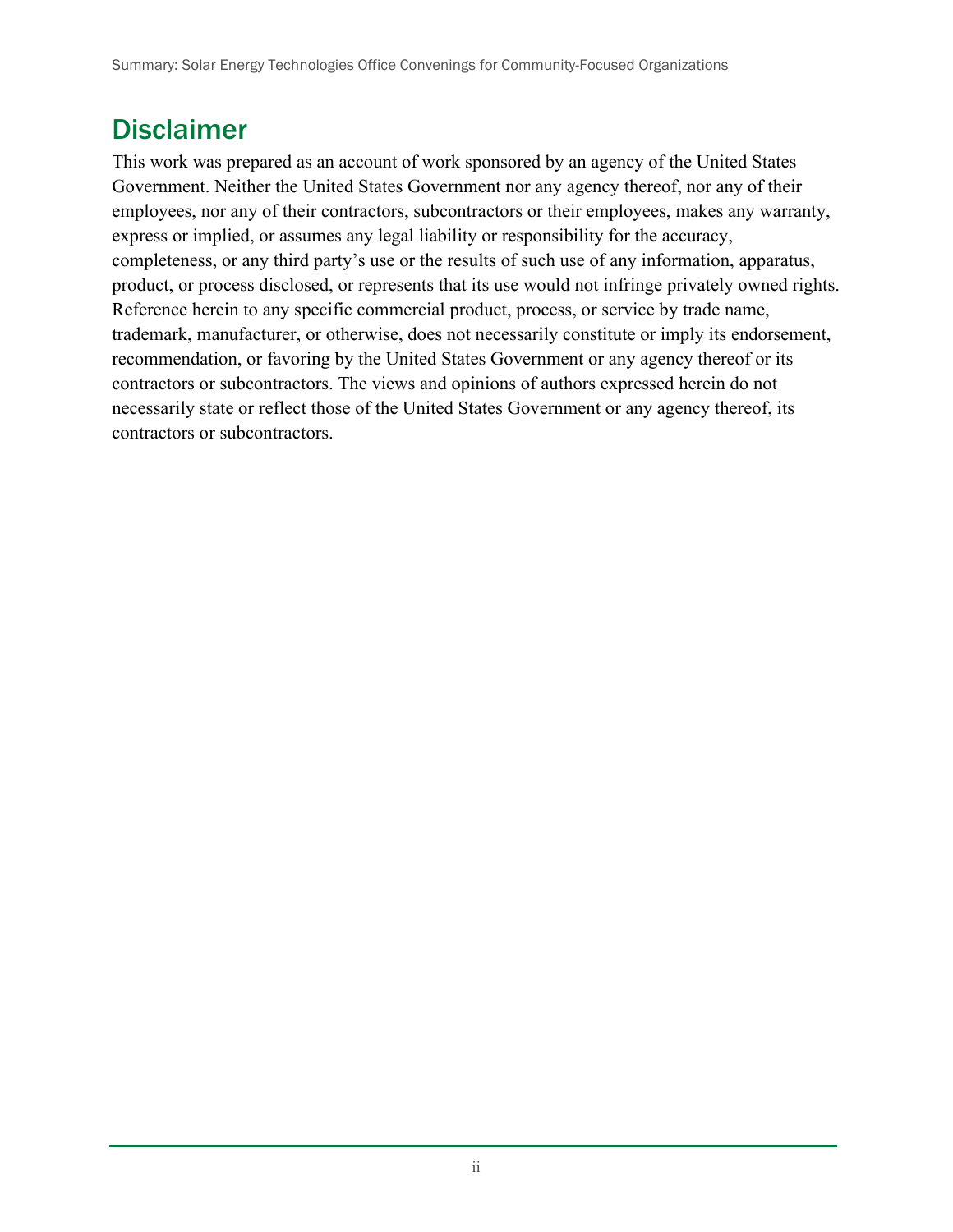# Disclaimer

This work was prepared as an account of work sponsored by an agency of the United States Government. Neither the United States Government nor any agency thereof, nor any of their employees, nor any of their contractors, subcontractors or their employees, makes any warranty, express or implied, or assumes any legal liability or responsibility for the accuracy, completeness, or any third party's use or the results of such use of any information, apparatus, product, or process disclosed, or represents that its use would not infringe privately owned rights. Reference herein to any specific commercial product, process, or service by trade name, trademark, manufacturer, or otherwise, does not necessarily constitute or imply its endorsement, recommendation, or favoring by the United States Government or any agency thereof or its contractors or subcontractors. The views and opinions of authors expressed herein do not necessarily state or reflect those of the United States Government or any agency thereof, its contractors or subcontractors.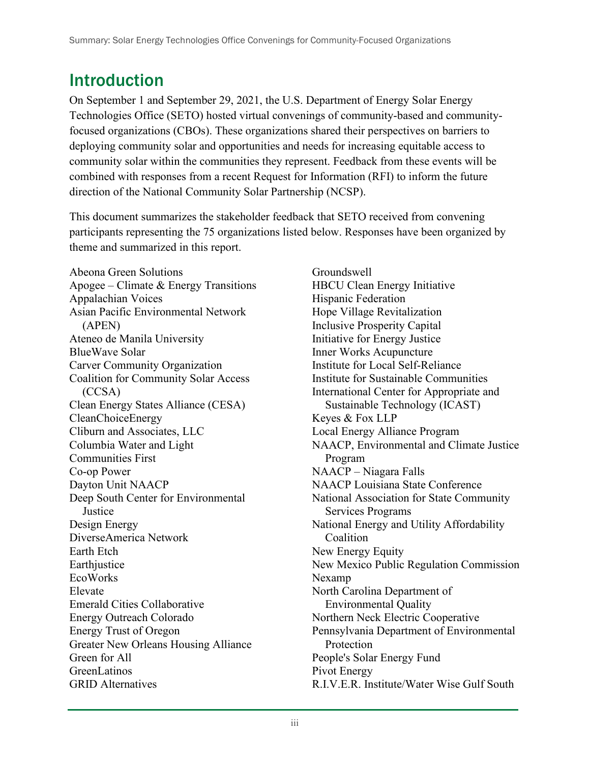# Introduction

On September 1 and September 29, 2021, the U.S. Department of Energy Solar Energy Technologies Office (SETO) hosted virtual convenings of community-based and community-focused organizations (CBOs). These organizations shared their perspectives on barriers to deploying community solar and opportunities and needs for increasing equitable access to community solar within the communities they represent. Feedback from these events will be combined with responses from a recent Request for Information (RFI) to inform the future direction of the National Community Solar Partnership (NCSP).

This document summarizes the stakeholder feedback that SETO received from convening participants representing the 75 organizations listed below. Responses have been organized by theme and summarized in this report.

- Abeona Green Solutions
- Apogee – Climate & Energy Transitions
- Appalachian Voices
- Asian Pacific Environmental Network (APEN)
- Ateneo de Manila University
- BlueWave Solar
- Carver Community Organization
- Coalition for Community Solar Access (CCSA)
- Clean Energy States Alliance (CESA)
- CleanChoiceEnergy
- Cliburn and Associates, LLC
- Columbia Water and Light
- Communities First
- Co-op Power
- Dayton Unit NAACP
- Deep South Center for Environmental Justice
- Design Energy
- DiverseAmerica Network
- Earth Etch
- Earthjustice
- EcoWorks
- Elevate
- Emerald Cities Collaborative
- Energy Outreach Colorado
- Energy Trust of Oregon
- Greater New Orleans Housing Alliance
- Green for All
- GreenLatinos
- GRID Alternatives
- Groundswell
- HBCU Clean Energy Initiative
- Hispanic Federation
- Hope Village Revitalization
- Inclusive Prosperity Capital
- Initiative for Energy Justice
- Inner Works Acupuncture
- Institute for Local Self-Reliance
- Institute for Sustainable Communities
- International Center for Appropriate and Sustainable Technology (ICAST)
- Keyes & Fox LLP
- Local Energy Alliance Program
- NAACP, Environmental and Climate Justice Program
- NAACP – Niagara Falls
- NAACP Louisiana State Conference
- National Association for State Community Services Programs
- National Energy and Utility Affordability Coalition
- New Energy Equity
- New Mexico Public Regulation Commission
- Nexamp
- North Carolina Department of Environmental Quality
- Northern Neck Electric Cooperative
- Pennsylvania Department of Environmental Protection
- People's Solar Energy Fund
- Pivot Energy
- R.I.V.E.R. Institute/Water Wise Gulf South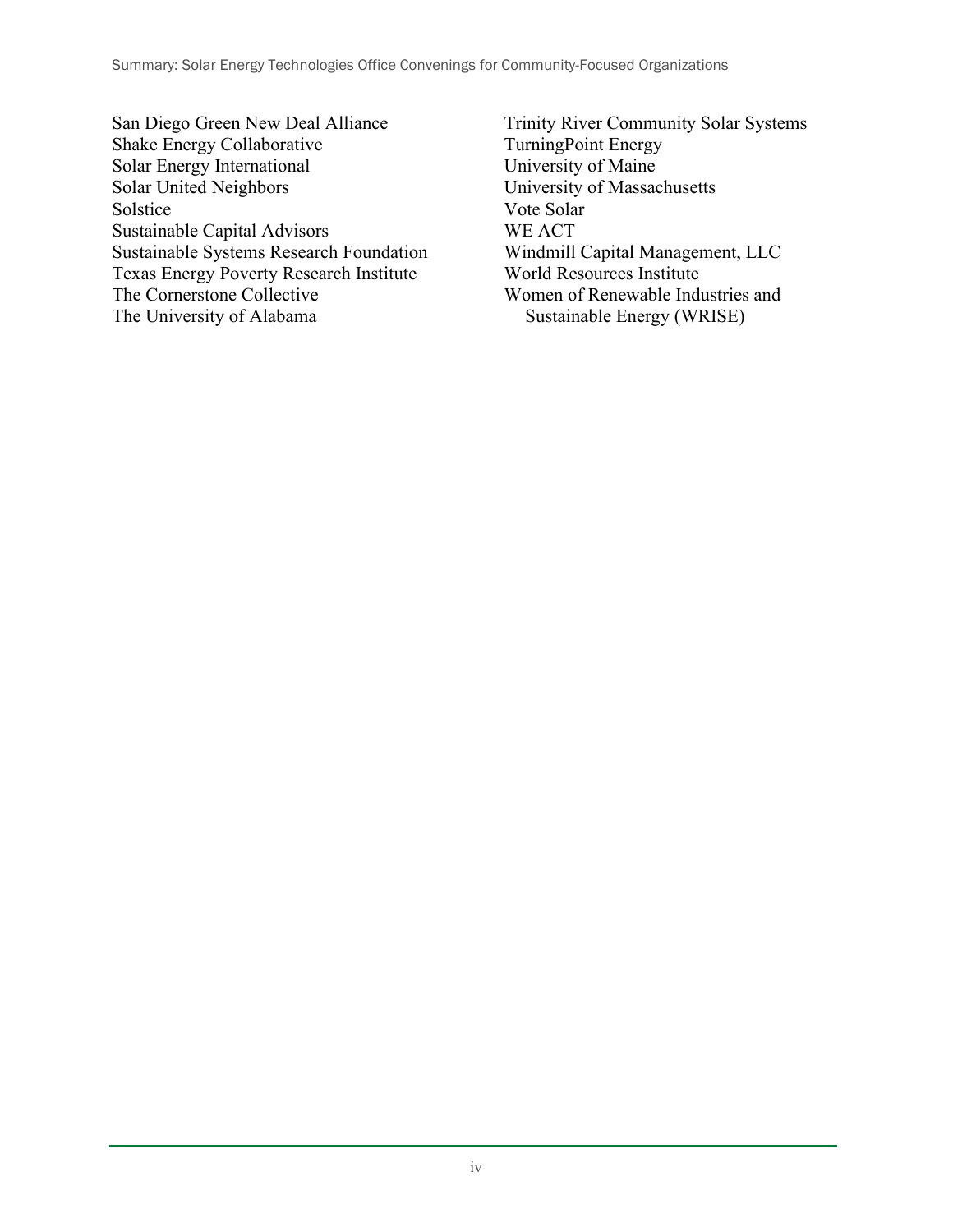San Diego Green New Deal Alliance
Shake Energy Collaborative
Solar Energy International
Solar United Neighbors
Solstice
Sustainable Capital Advisors
Sustainable Systems Research Foundation
Texas Energy Poverty Research Institute
The Cornerstone Collective
The University of Alabama
Trinity River Community Solar Systems
TurningPoint Energy
University of Maine
University of Massachusetts
Vote Solar
WE ACT
Windmill Capital Management, LLC
World Resources Institute
Women of Renewable Industries and Sustainable Energy (WRISE)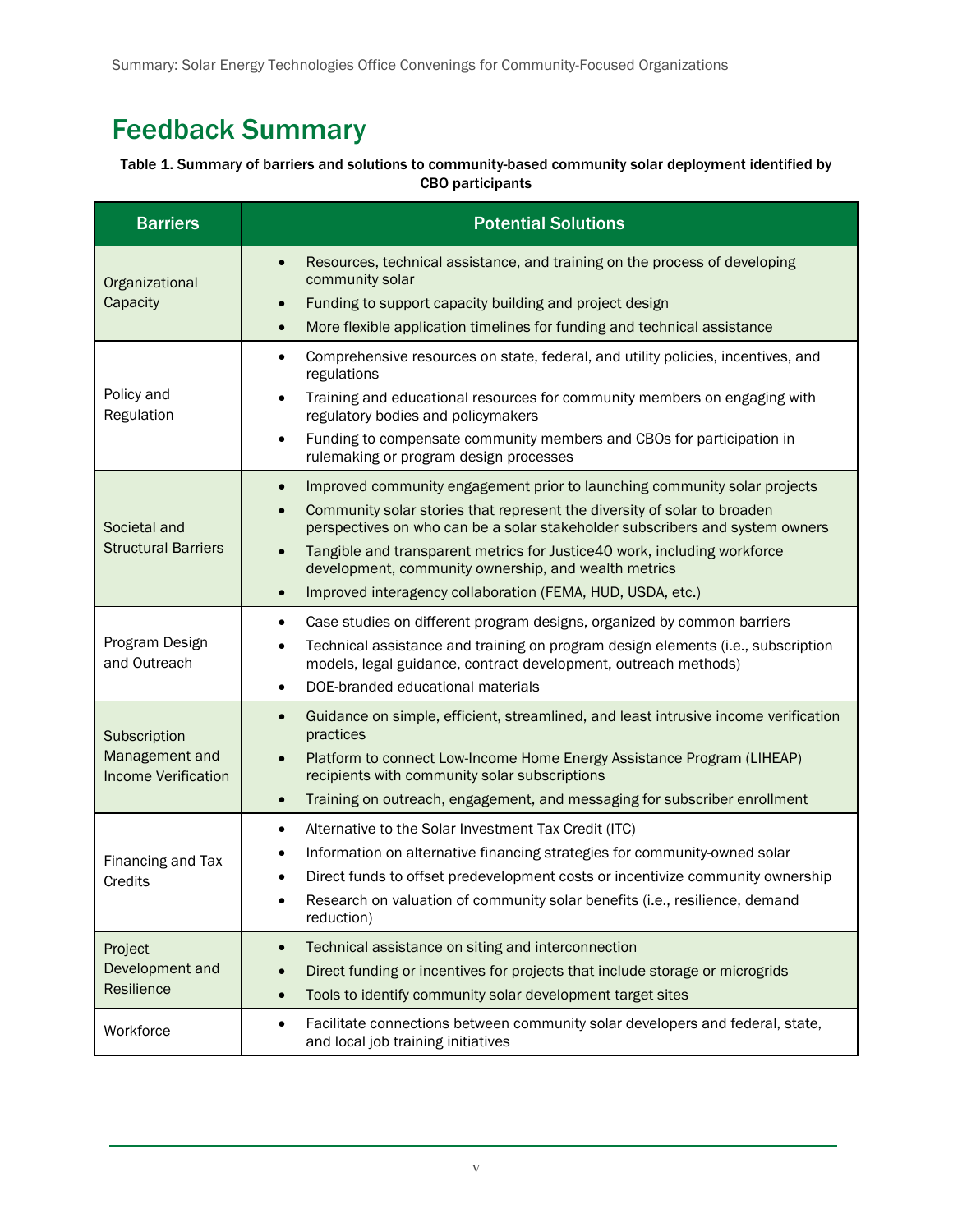# Feedback Summary

**Table 1. Summary of barriers and solutions to community-based community solar deployment identified by CBO participants**

| Barriers | Potential Solutions |
| --- | --- |
| Organizational Capacity | • Resources, technical assistance, and training on the process of developing community solar<br>• Funding to support capacity building and project design<br>• More flexible application timelines for funding and technical assistance |
| Policy and Regulation | • Comprehensive resources on state, federal, and utility policies, incentives, and regulations<br>• Training and educational resources for community members on engaging with regulatory bodies and policymakers<br>• Funding to compensate community members and CBOs for participation in rulemaking or program design processes |
| Societal and Structural Barriers | • Improved community engagement prior to launching community solar projects<br>• Community solar stories that represent the diversity of solar to broaden perspectives on who can be a solar stakeholder subscribers and system owners<br>• Tangible and transparent metrics for Justice40 work, including workforce development, community ownership, and wealth metrics<br>• Improved interagency collaboration (FEMA, HUD, USDA, etc.) |
| Program Design and Outreach | • Case studies on different program designs, organized by common barriers<br>• Technical assistance and training on program design elements (i.e., subscription models, legal guidance, contract development, outreach methods)<br>• DOE-branded educational materials |
| Subscription Management and Income Verification | • Guidance on simple, efficient, streamlined, and least intrusive income verification practices<br>• Platform to connect Low-Income Home Energy Assistance Program (LIHEAP) recipients with community solar subscriptions<br>• Training on outreach, engagement, and messaging for subscriber enrollment |
| Financing and Tax Credits | • Alternative to the Solar Investment Tax Credit (ITC)<br>• Information on alternative financing strategies for community-owned solar<br>• Direct funds to offset predevelopment costs or incentivize community ownership<br>• Research on valuation of community solar benefits (i.e., resilience, demand reduction) |
| Project Development and Resilience | • Technical assistance on siting and interconnection<br>• Direct funding or incentives for projects that include storage or microgrids<br>• Tools to identify community solar development target sites |
| Workforce | • Facilitate connections between community solar developers and federal, state, and local job training initiatives |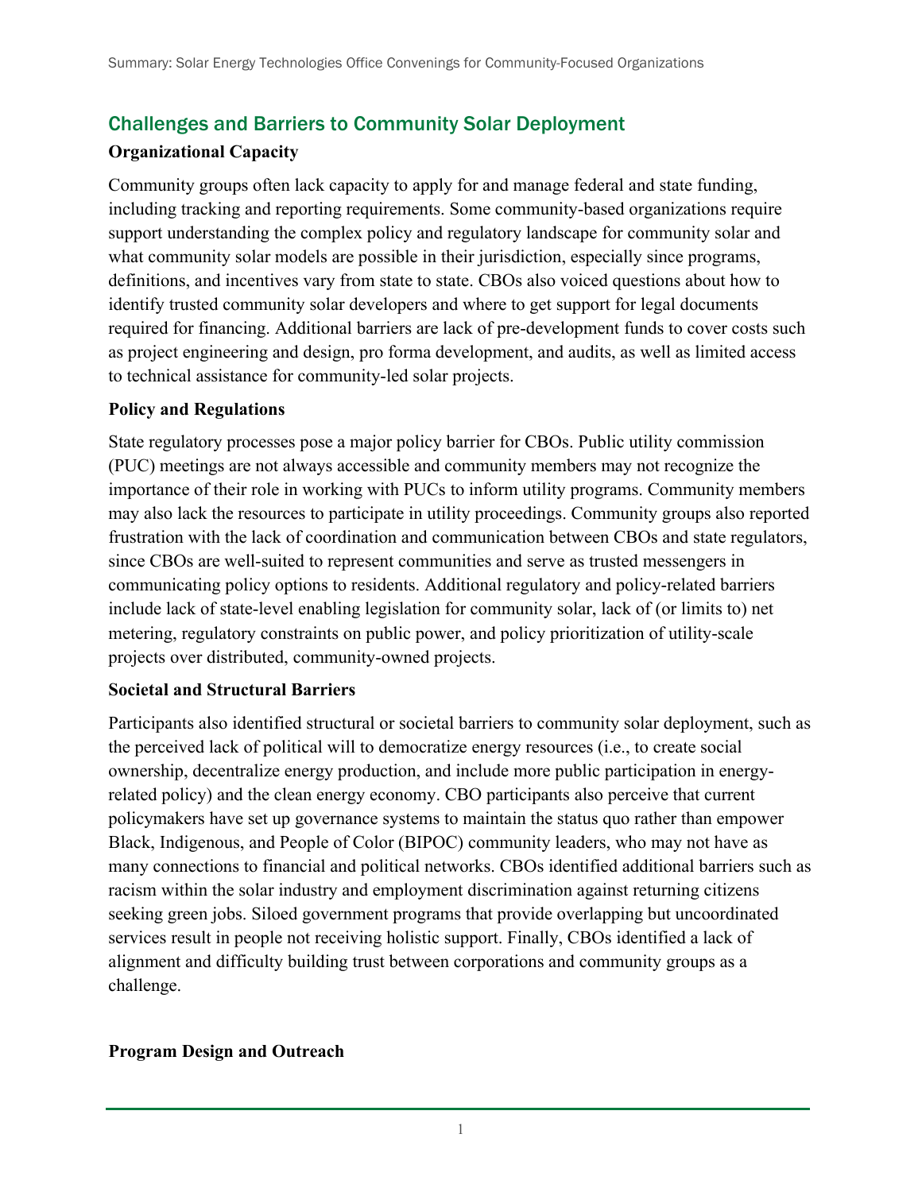## Challenges and Barriers to Community Solar Deployment

### Organizational Capacity

Community groups often lack capacity to apply for and manage federal and state funding, including tracking and reporting requirements. Some community-based organizations require support understanding the complex policy and regulatory landscape for community solar and what community solar models are possible in their jurisdiction, especially since programs, definitions, and incentives vary from state to state. CBOs also voiced questions about how to identify trusted community solar developers and where to get support for legal documents required for financing. Additional barriers are lack of pre-development funds to cover costs such as project engineering and design, pro forma development, and audits, as well as limited access to technical assistance for community-led solar projects.

### Policy and Regulations

State regulatory processes pose a major policy barrier for CBOs. Public utility commission (PUC) meetings are not always accessible and community members may not recognize the importance of their role in working with PUCs to inform utility programs. Community members may also lack the resources to participate in utility proceedings. Community groups also reported frustration with the lack of coordination and communication between CBOs and state regulators, since CBOs are well-suited to represent communities and serve as trusted messengers in communicating policy options to residents. Additional regulatory and policy-related barriers include lack of state-level enabling legislation for community solar, lack of (or limits to) net metering, regulatory constraints on public power, and policy prioritization of utility-scale projects over distributed, community-owned projects.

### Societal and Structural Barriers

Participants also identified structural or societal barriers to community solar deployment, such as the perceived lack of political will to democratize energy resources (i.e., to create social ownership, decentralize energy production, and include more public participation in energy-related policy) and the clean energy economy. CBO participants also perceive that current policymakers have set up governance systems to maintain the status quo rather than empower Black, Indigenous, and People of Color (BIPOC) community leaders, who may not have as many connections to financial and political networks. CBOs identified additional barriers such as racism within the solar industry and employment discrimination against returning citizens seeking green jobs. Siloed government programs that provide overlapping but uncoordinated services result in people not receiving holistic support. Finally, CBOs identified a lack of alignment and difficulty building trust between corporations and community groups as a challenge.

### Program Design and Outreach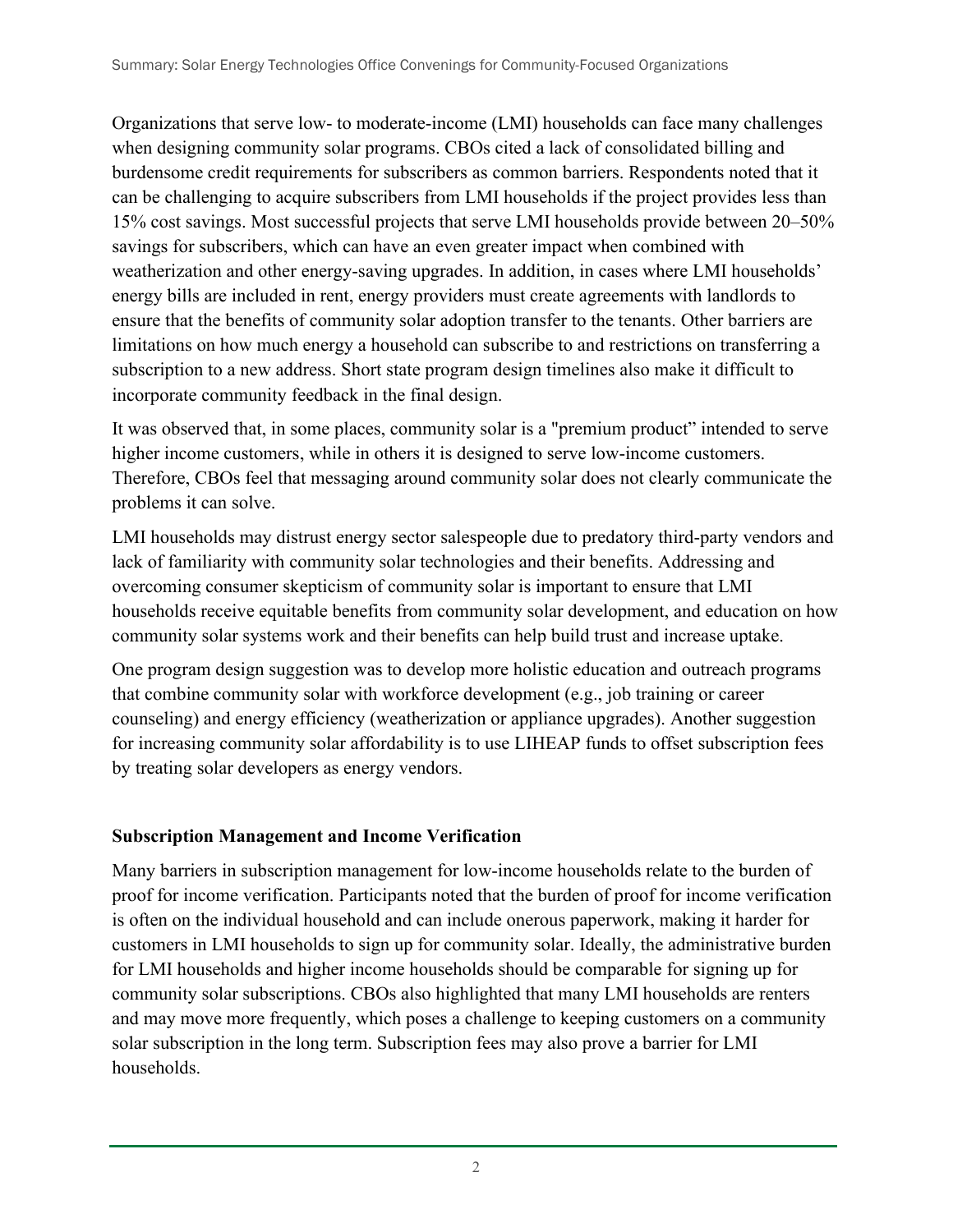Organizations that serve low- to moderate-income (LMI) households can face many challenges when designing community solar programs. CBOs cited a lack of consolidated billing and burdensome credit requirements for subscribers as common barriers. Respondents noted that it can be challenging to acquire subscribers from LMI households if the project provides less than 15% cost savings. Most successful projects that serve LMI households provide between 20–50% savings for subscribers, which can have an even greater impact when combined with weatherization and other energy-saving upgrades. In addition, in cases where LMI households' energy bills are included in rent, energy providers must create agreements with landlords to ensure that the benefits of community solar adoption transfer to the tenants. Other barriers are limitations on how much energy a household can subscribe to and restrictions on transferring a subscription to a new address. Short state program design timelines also make it difficult to incorporate community feedback in the final design.

It was observed that, in some places, community solar is a "premium product" intended to serve higher income customers, while in others it is designed to serve low-income customers. Therefore, CBOs feel that messaging around community solar does not clearly communicate the problems it can solve.

LMI households may distrust energy sector salespeople due to predatory third-party vendors and lack of familiarity with community solar technologies and their benefits. Addressing and overcoming consumer skepticism of community solar is important to ensure that LMI households receive equitable benefits from community solar development, and education on how community solar systems work and their benefits can help build trust and increase uptake.

One program design suggestion was to develop more holistic education and outreach programs that combine community solar with workforce development (e.g., job training or career counseling) and energy efficiency (weatherization or appliance upgrades). Another suggestion for increasing community solar affordability is to use LIHEAP funds to offset subscription fees by treating solar developers as energy vendors.

### Subscription Management and Income Verification

Many barriers in subscription management for low-income households relate to the burden of proof for income verification. Participants noted that the burden of proof for income verification is often on the individual household and can include onerous paperwork, making it harder for customers in LMI households to sign up for community solar. Ideally, the administrative burden for LMI households and higher income households should be comparable for signing up for community solar subscriptions. CBOs also highlighted that many LMI households are renters and may move more frequently, which poses a challenge to keeping customers on a community solar subscription in the long term. Subscription fees may also prove a barrier for LMI households.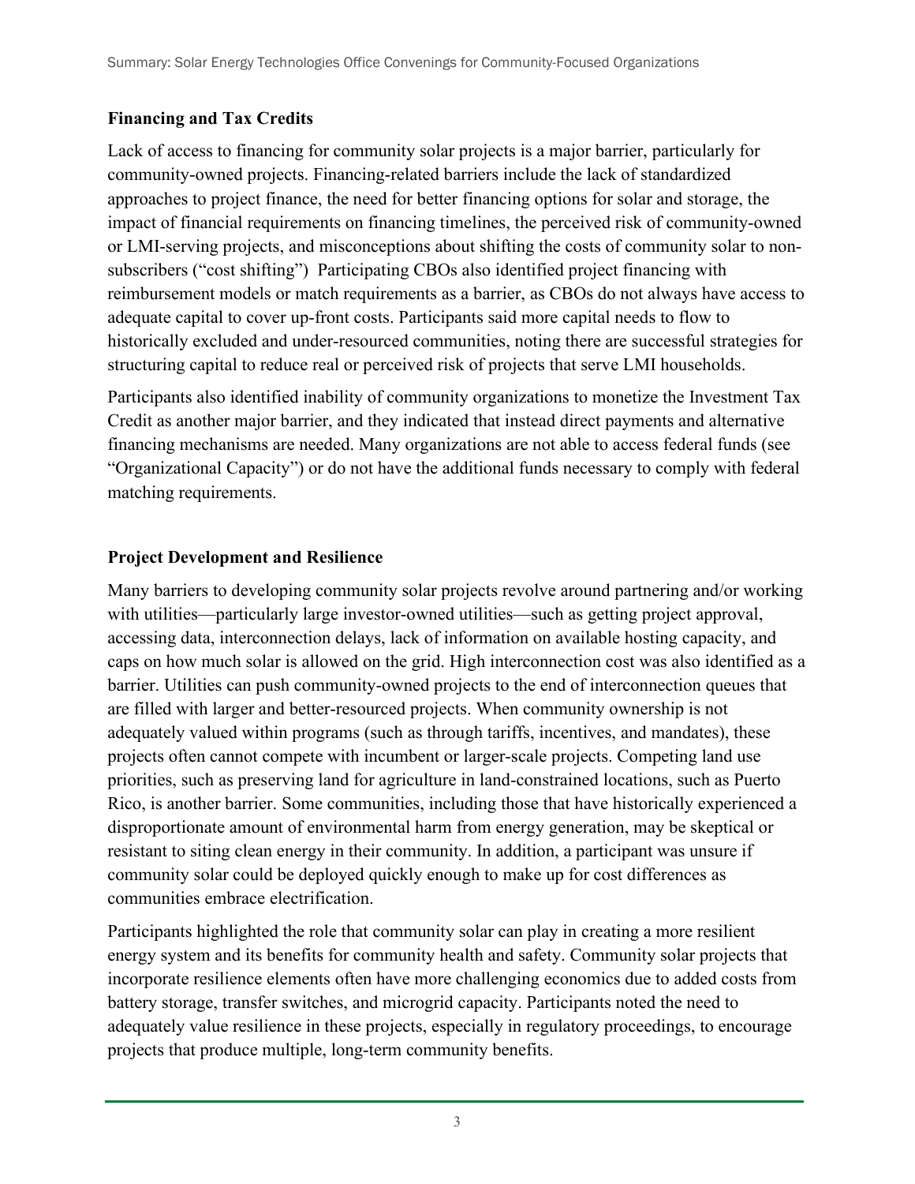### Financing and Tax Credits

Lack of access to financing for community solar projects is a major barrier, particularly for community-owned projects. Financing-related barriers include the lack of standardized approaches to project finance, the need for better financing options for solar and storage, the impact of financial requirements on financing timelines, the perceived risk of community-owned or LMI-serving projects, and misconceptions about shifting the costs of community solar to non-subscribers ("cost shifting") Participating CBOs also identified project financing with reimbursement models or match requirements as a barrier, as CBOs do not always have access to adequate capital to cover up-front costs. Participants said more capital needs to flow to historically excluded and under-resourced communities, noting there are successful strategies for structuring capital to reduce real or perceived risk of projects that serve LMI households.

Participants also identified inability of community organizations to monetize the Investment Tax Credit as another major barrier, and they indicated that instead direct payments and alternative financing mechanisms are needed. Many organizations are not able to access federal funds (see "Organizational Capacity") or do not have the additional funds necessary to comply with federal matching requirements.

### Project Development and Resilience

Many barriers to developing community solar projects revolve around partnering and/or working with utilities—particularly large investor-owned utilities—such as getting project approval, accessing data, interconnection delays, lack of information on available hosting capacity, and caps on how much solar is allowed on the grid. High interconnection cost was also identified as a barrier. Utilities can push community-owned projects to the end of interconnection queues that are filled with larger and better-resourced projects. When community ownership is not adequately valued within programs (such as through tariffs, incentives, and mandates), these projects often cannot compete with incumbent or larger-scale projects. Competing land use priorities, such as preserving land for agriculture in land-constrained locations, such as Puerto Rico, is another barrier. Some communities, including those that have historically experienced a disproportionate amount of environmental harm from energy generation, may be skeptical or resistant to siting clean energy in their community. In addition, a participant was unsure if community solar could be deployed quickly enough to make up for cost differences as communities embrace electrification.

Participants highlighted the role that community solar can play in creating a more resilient energy system and its benefits for community health and safety. Community solar projects that incorporate resilience elements often have more challenging economics due to added costs from battery storage, transfer switches, and microgrid capacity. Participants noted the need to adequately value resilience in these projects, especially in regulatory proceedings, to encourage projects that produce multiple, long-term community benefits.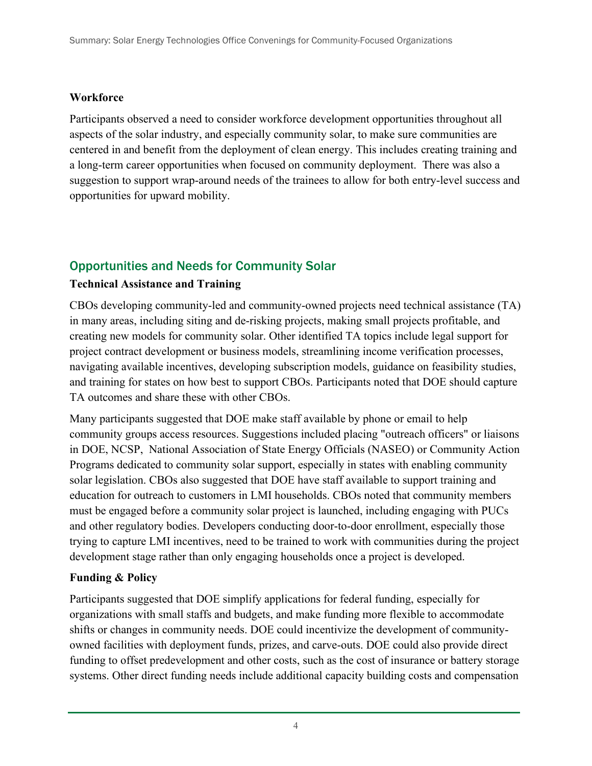**Workforce**

Participants observed a need to consider workforce development opportunities throughout all aspects of the solar industry, and especially community solar, to make sure communities are centered in and benefit from the deployment of clean energy. This includes creating training and a long-term career opportunities when focused on community deployment. There was also a suggestion to support wrap-around needs of the trainees to allow for both entry-level success and opportunities for upward mobility.

## Opportunities and Needs for Community Solar

**Technical Assistance and Training**

CBOs developing community-led and community-owned projects need technical assistance (TA) in many areas, including siting and de-risking projects, making small projects profitable, and creating new models for community solar. Other identified TA topics include legal support for project contract development or business models, streamlining income verification processes, navigating available incentives, developing subscription models, guidance on feasibility studies, and training for states on how best to support CBOs. Participants noted that DOE should capture TA outcomes and share these with other CBOs.

Many participants suggested that DOE make staff available by phone or email to help community groups access resources. Suggestions included placing "outreach officers" or liaisons in DOE, NCSP, National Association of State Energy Officials (NASEO) or Community Action Programs dedicated to community solar support, especially in states with enabling community solar legislation. CBOs also suggested that DOE have staff available to support training and education for outreach to customers in LMI households. CBOs noted that community members must be engaged before a community solar project is launched, including engaging with PUCs and other regulatory bodies. Developers conducting door-to-door enrollment, especially those trying to capture LMI incentives, need to be trained to work with communities during the project development stage rather than only engaging households once a project is developed.

**Funding & Policy**

Participants suggested that DOE simplify applications for federal funding, especially for organizations with small staffs and budgets, and make funding more flexible to accommodate shifts or changes in community needs. DOE could incentivize the development of community-owned facilities with deployment funds, prizes, and carve-outs. DOE could also provide direct funding to offset predevelopment and other costs, such as the cost of insurance or battery storage systems. Other direct funding needs include additional capacity building costs and compensation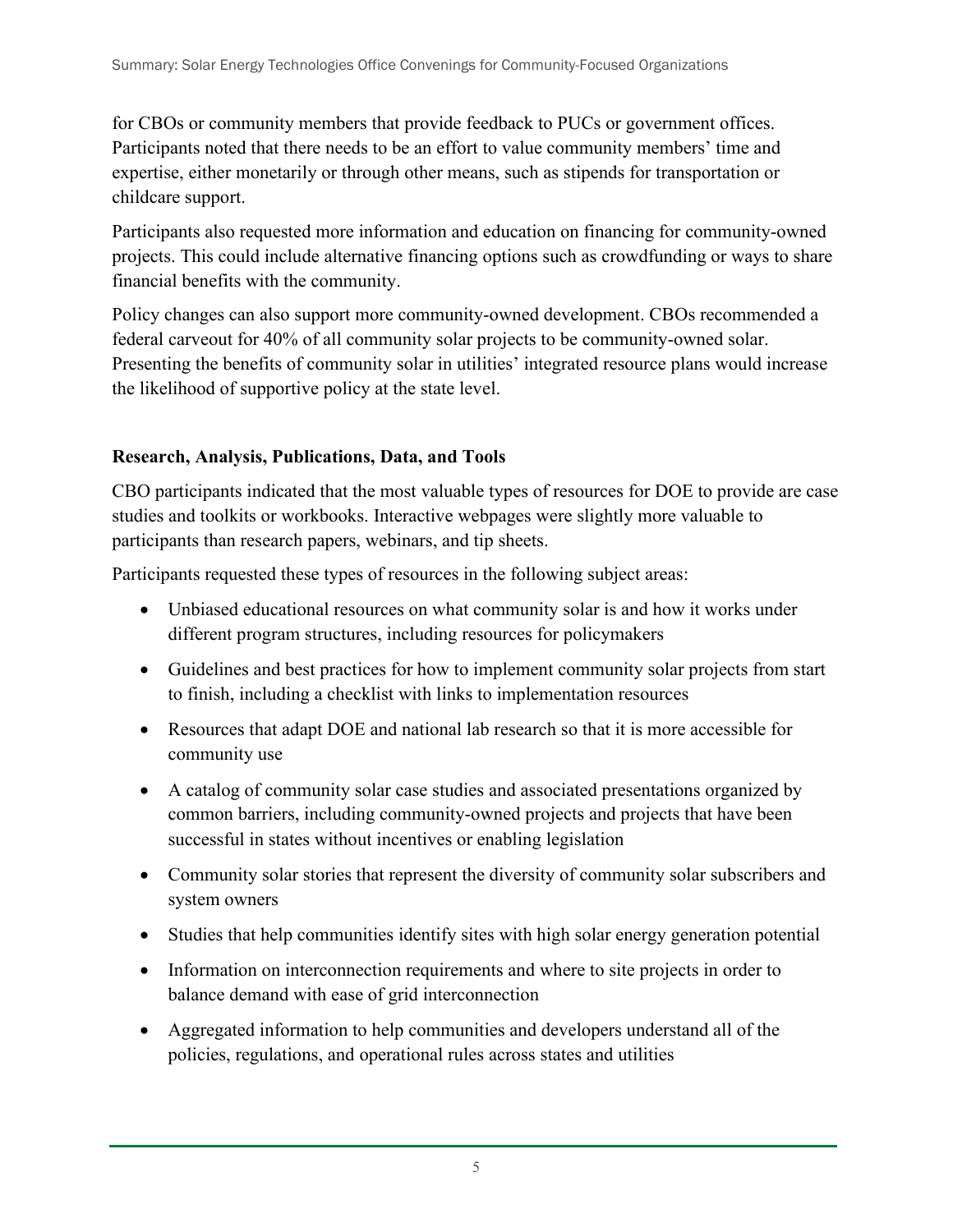for CBOs or community members that provide feedback to PUCs or government offices. Participants noted that there needs to be an effort to value community members' time and expertise, either monetarily or through other means, such as stipends for transportation or childcare support.

Participants also requested more information and education on financing for community-owned projects. This could include alternative financing options such as crowdfunding or ways to share financial benefits with the community.

Policy changes can also support more community-owned development. CBOs recommended a federal carveout for 40% of all community solar projects to be community-owned solar. Presenting the benefits of community solar in utilities' integrated resource plans would increase the likelihood of supportive policy at the state level.

**Research, Analysis, Publications, Data, and Tools**

CBO participants indicated that the most valuable types of resources for DOE to provide are case studies and toolkits or workbooks. Interactive webpages were slightly more valuable to participants than research papers, webinars, and tip sheets.

Participants requested these types of resources in the following subject areas:

- Unbiased educational resources on what community solar is and how it works under different program structures, including resources for policymakers
- Guidelines and best practices for how to implement community solar projects from start to finish, including a checklist with links to implementation resources
- Resources that adapt DOE and national lab research so that it is more accessible for community use
- A catalog of community solar case studies and associated presentations organized by common barriers, including community-owned projects and projects that have been successful in states without incentives or enabling legislation
- Community solar stories that represent the diversity of community solar subscribers and system owners
- Studies that help communities identify sites with high solar energy generation potential
- Information on interconnection requirements and where to site projects in order to balance demand with ease of grid interconnection
- Aggregated information to help communities and developers understand all of the policies, regulations, and operational rules across states and utilities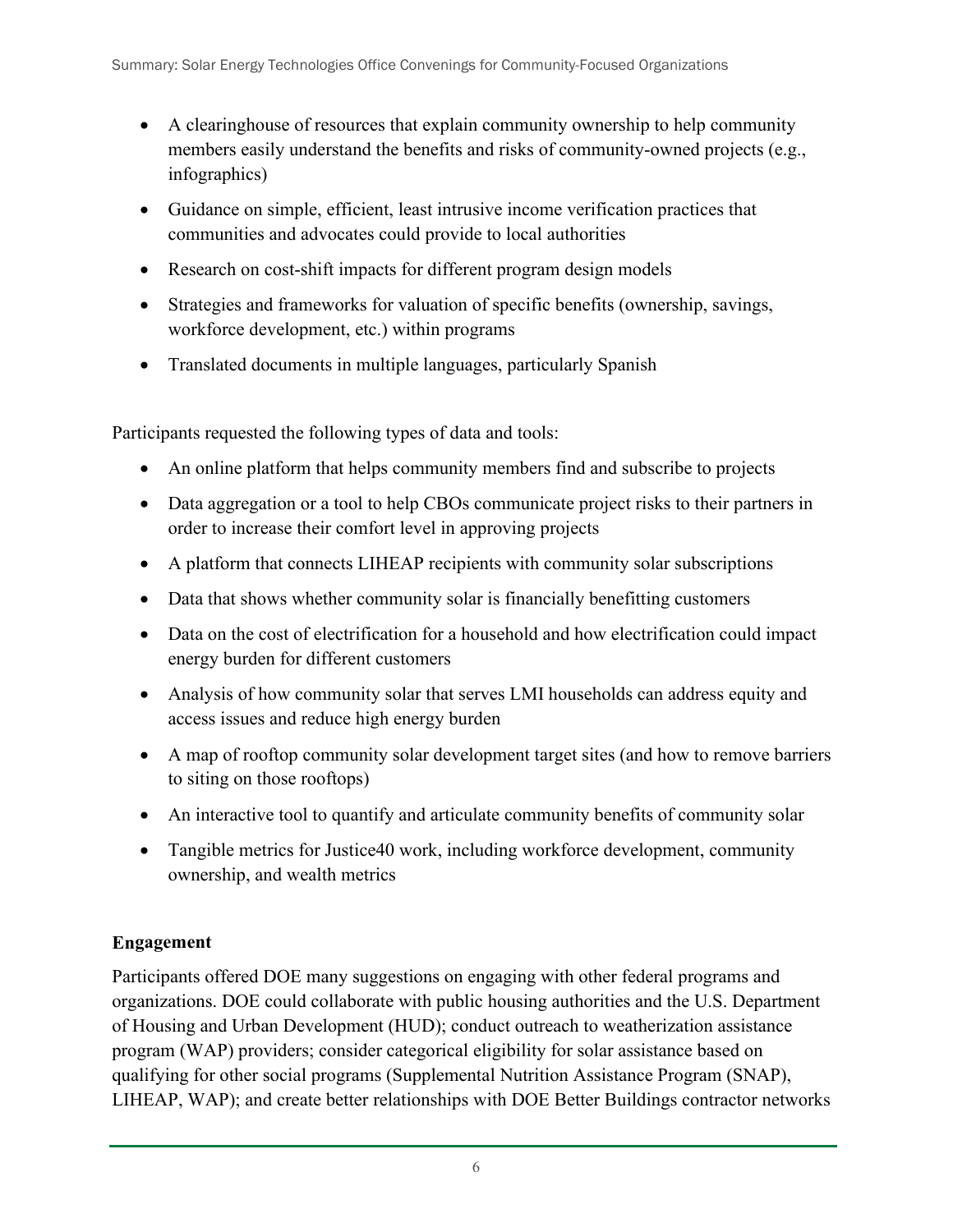- A clearinghouse of resources that explain community ownership to help community members easily understand the benefits and risks of community-owned projects (e.g., infographics)
- Guidance on simple, efficient, least intrusive income verification practices that communities and advocates could provide to local authorities
- Research on cost-shift impacts for different program design models
- Strategies and frameworks for valuation of specific benefits (ownership, savings, workforce development, etc.) within programs
- Translated documents in multiple languages, particularly Spanish

Participants requested the following types of data and tools:

- An online platform that helps community members find and subscribe to projects
- Data aggregation or a tool to help CBOs communicate project risks to their partners in order to increase their comfort level in approving projects
- A platform that connects LIHEAP recipients with community solar subscriptions
- Data that shows whether community solar is financially benefitting customers
- Data on the cost of electrification for a household and how electrification could impact energy burden for different customers
- Analysis of how community solar that serves LMI households can address equity and access issues and reduce high energy burden
- A map of rooftop community solar development target sites (and how to remove barriers to siting on those rooftops)
- An interactive tool to quantify and articulate community benefits of community solar
- Tangible metrics for Justice40 work, including workforce development, community ownership, and wealth metrics

**Engagement**

Participants offered DOE many suggestions on engaging with other federal programs and organizations. DOE could collaborate with public housing authorities and the U.S. Department of Housing and Urban Development (HUD); conduct outreach to weatherization assistance program (WAP) providers; consider categorical eligibility for solar assistance based on qualifying for other social programs (Supplemental Nutrition Assistance Program (SNAP), LIHEAP, WAP); and create better relationships with DOE Better Buildings contractor networks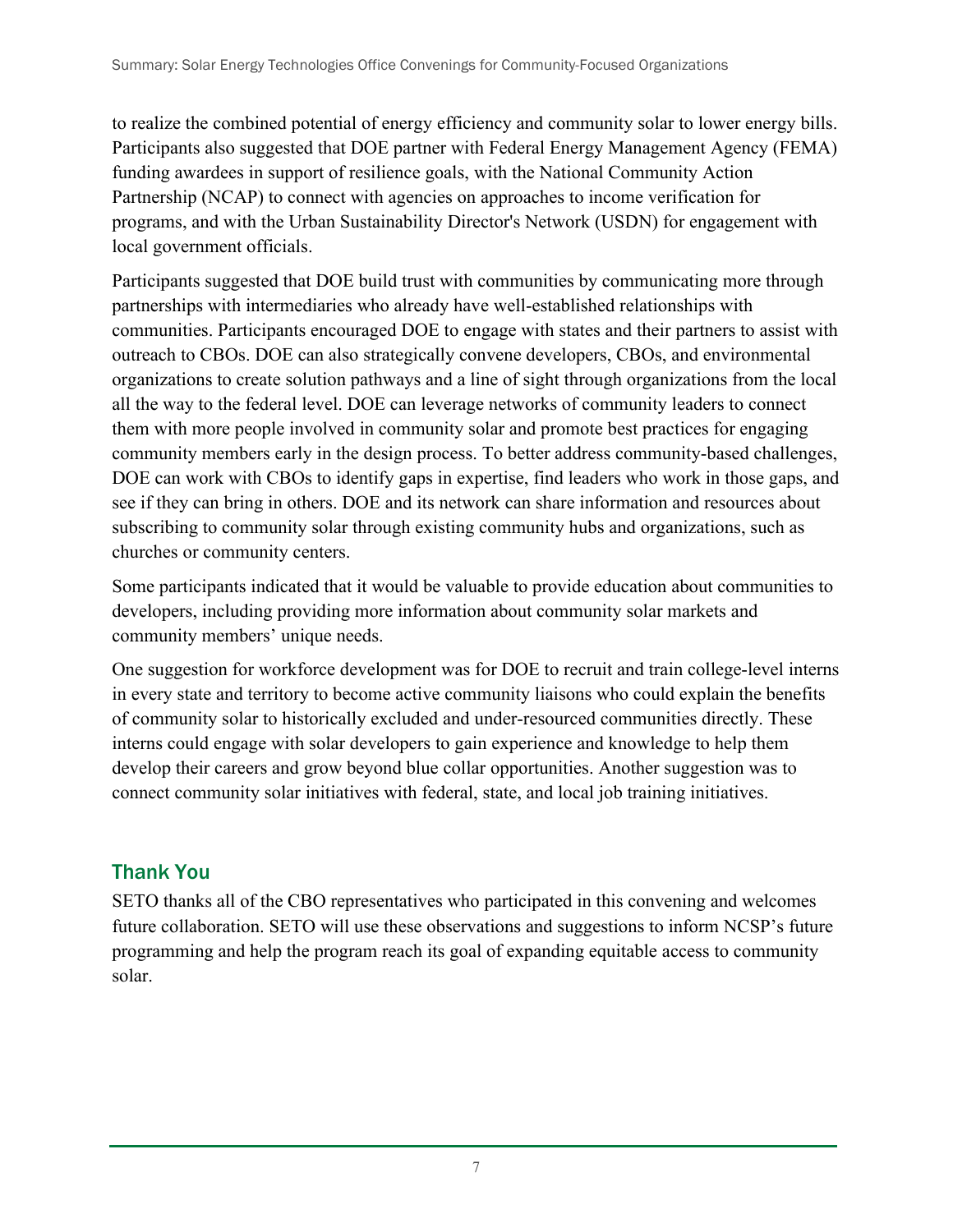to realize the combined potential of energy efficiency and community solar to lower energy bills. Participants also suggested that DOE partner with Federal Energy Management Agency (FEMA) funding awardees in support of resilience goals, with the National Community Action Partnership (NCAP) to connect with agencies on approaches to income verification for programs, and with the Urban Sustainability Director's Network (USDN) for engagement with local government officials.

Participants suggested that DOE build trust with communities by communicating more through partnerships with intermediaries who already have well-established relationships with communities. Participants encouraged DOE to engage with states and their partners to assist with outreach to CBOs. DOE can also strategically convene developers, CBOs, and environmental organizations to create solution pathways and a line of sight through organizations from the local all the way to the federal level. DOE can leverage networks of community leaders to connect them with more people involved in community solar and promote best practices for engaging community members early in the design process. To better address community-based challenges, DOE can work with CBOs to identify gaps in expertise, find leaders who work in those gaps, and see if they can bring in others. DOE and its network can share information and resources about subscribing to community solar through existing community hubs and organizations, such as churches or community centers.

Some participants indicated that it would be valuable to provide education about communities to developers, including providing more information about community solar markets and community members' unique needs.

One suggestion for workforce development was for DOE to recruit and train college-level interns in every state and territory to become active community liaisons who could explain the benefits of community solar to historically excluded and under-resourced communities directly. These interns could engage with solar developers to gain experience and knowledge to help them develop their careers and grow beyond blue collar opportunities. Another suggestion was to connect community solar initiatives with federal, state, and local job training initiatives.

## Thank You

SETO thanks all of the CBO representatives who participated in this convening and welcomes future collaboration. SETO will use these observations and suggestions to inform NCSP's future programming and help the program reach its goal of expanding equitable access to community solar.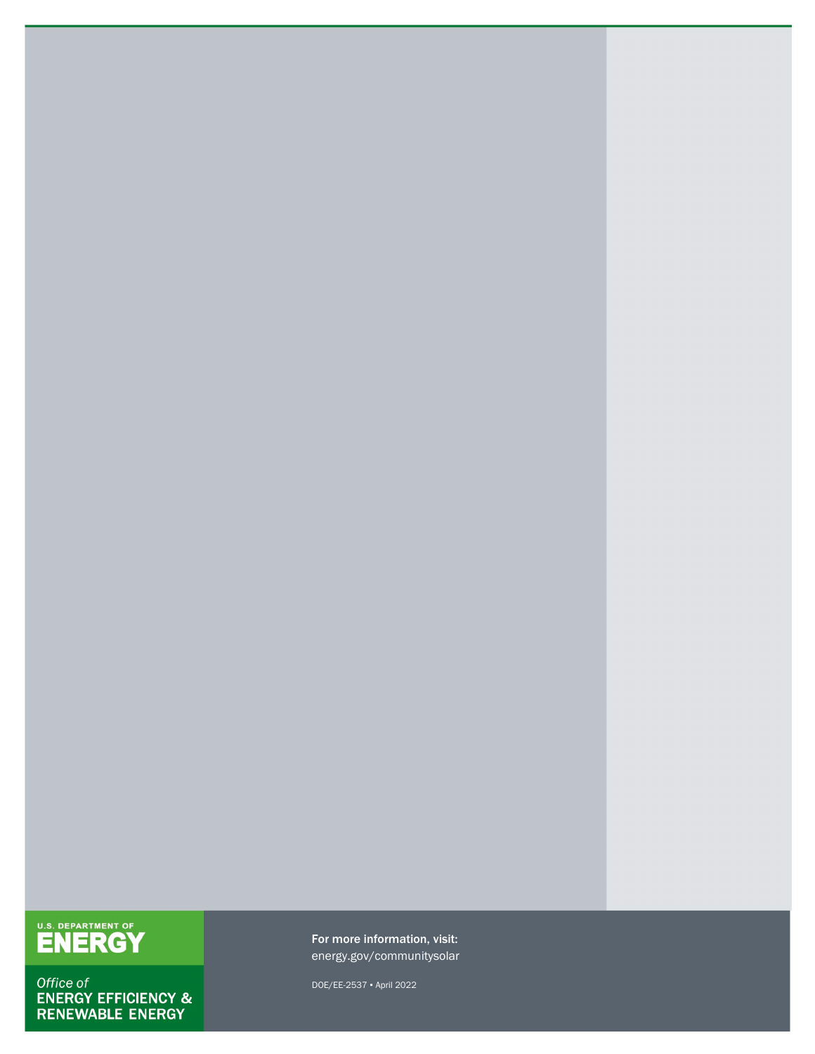U.S. DEPARTMENT OF
**ENERGY**

*Office of*
**ENERGY EFFICIENCY & RENEWABLE ENERGY**

**For more information, visit:**
energy.gov/communitysolar

DOE/EE-2537 • April 2022